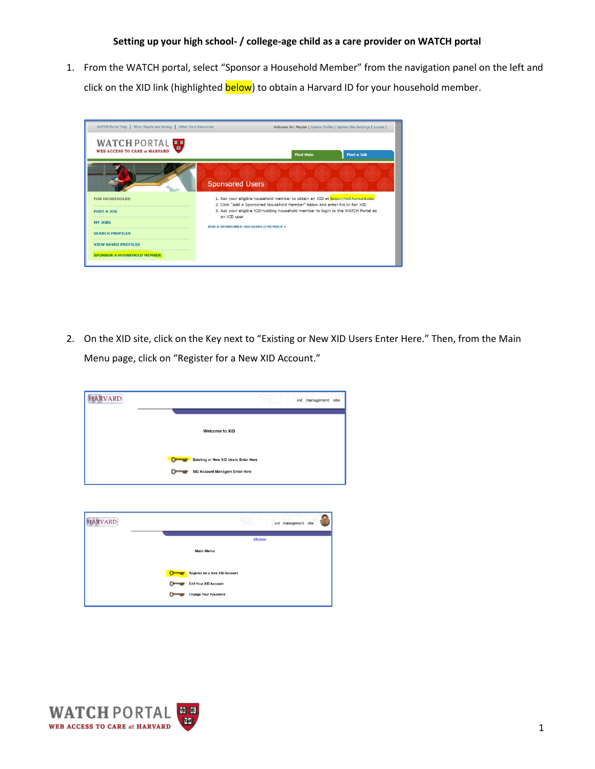**Setting up your high school- / college-age child as a care provider on WATCH portal**

1. From the WATCH portal, select "Sponsor a Household Member" from the navigation panel on the left and click on the XID link (highlighted below) to obtain a Harvard ID for your household member.

2. On the XID site, click on the Key next to "Existing or New XID Users Enter Here." Then, from the Main Menu page, click on "Register for a New XID Account."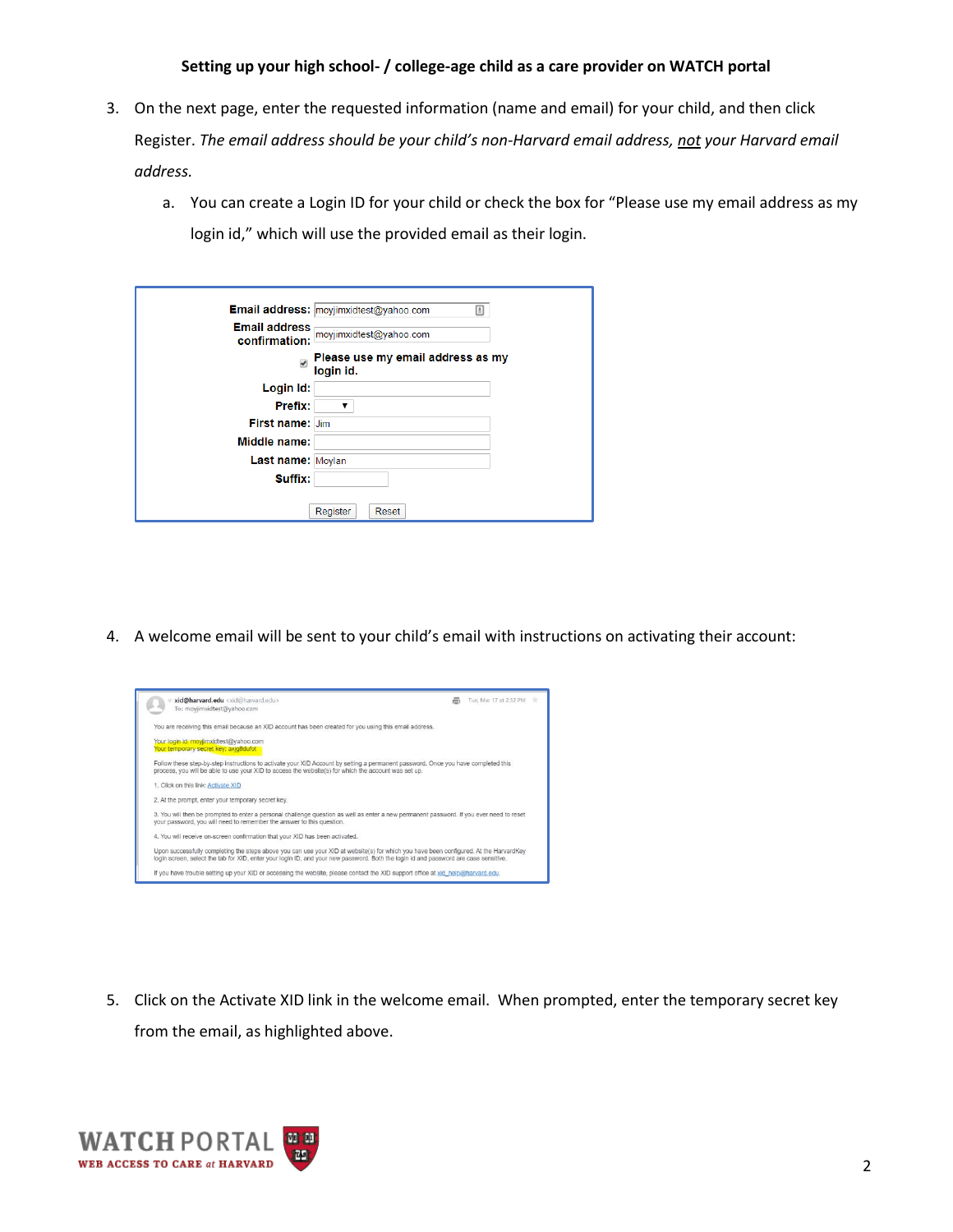**Setting up your high school- / college-age child as a care provider on WATCH portal**

3. On the next page, enter the requested information (name and email) for your child, and then click Register. *The email address should be your child's non-Harvard email address, not your Harvard email address.*
   a. You can create a Login ID for your child or check the box for "Please use my email address as my login id," which will use the provided email as their login.

4. A welcome email will be sent to your child's email with instructions on activating their account:

5. Click on the Activate XID link in the welcome email. When prompted, enter the temporary secret key from the email, as highlighted above.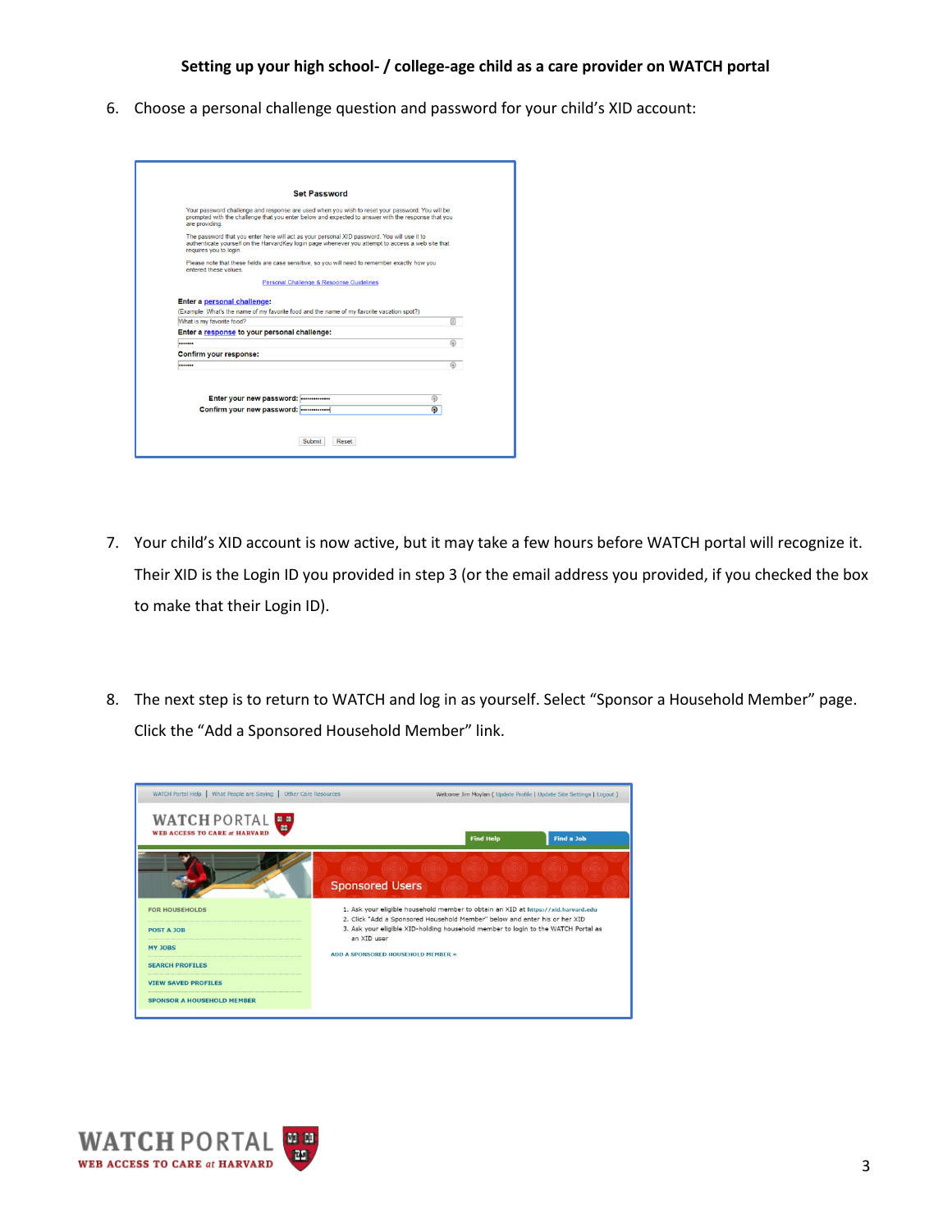**Setting up your high school- / college-age child as a care provider on WATCH portal**

6. Choose a personal challenge question and password for your child's XID account:

7. Your child's XID account is now active, but it may take a few hours before WATCH portal will recognize it. Their XID is the Login ID you provided in step 3 (or the email address you provided, if you checked the box to make that their Login ID).

8. The next step is to return to WATCH and log in as yourself. Select "Sponsor a Household Member" page. Click the "Add a Sponsored Household Member" link.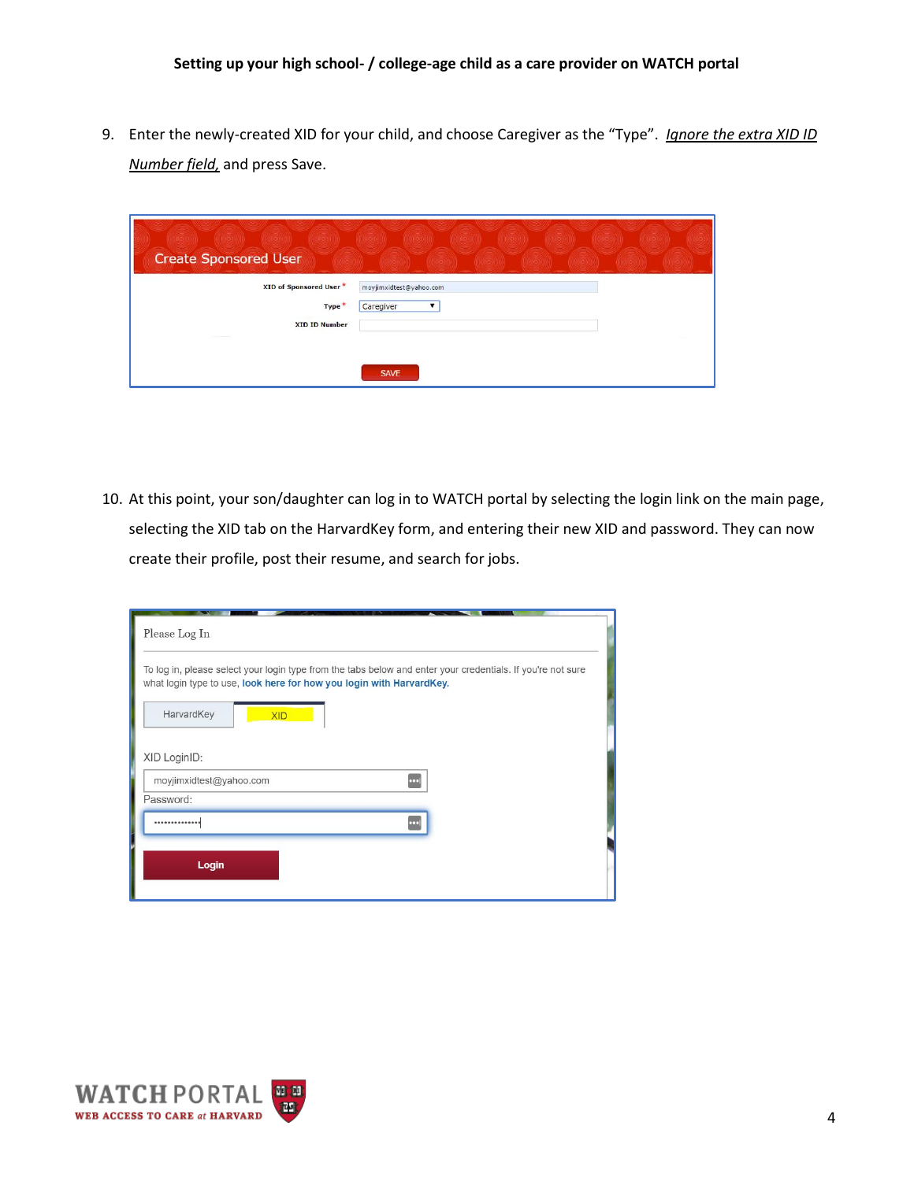9. Enter the newly-created XID for your child, and choose Caregiver as the "Type". *Ignore the extra XID ID Number field,* and press Save.

Create Sponsored User

XID of Sponsored User * moyjimxidtest@yahoo.com

Type * Caregiver

XID ID Number

SAVE

10. At this point, your son/daughter can log in to WATCH portal by selecting the login link on the main page, selecting the XID tab on the HarvardKey form, and entering their new XID and password. They can now create their profile, post their resume, and search for jobs.

Please Log In

To log in, please select your login type from the tabs below and enter your credentials. If you're not sure what login type to use, look here for how you login with HarvardKey.

HarvardKey XID

XID LoginID:

moyjimxidtest@yahoo.com

Password:

Login